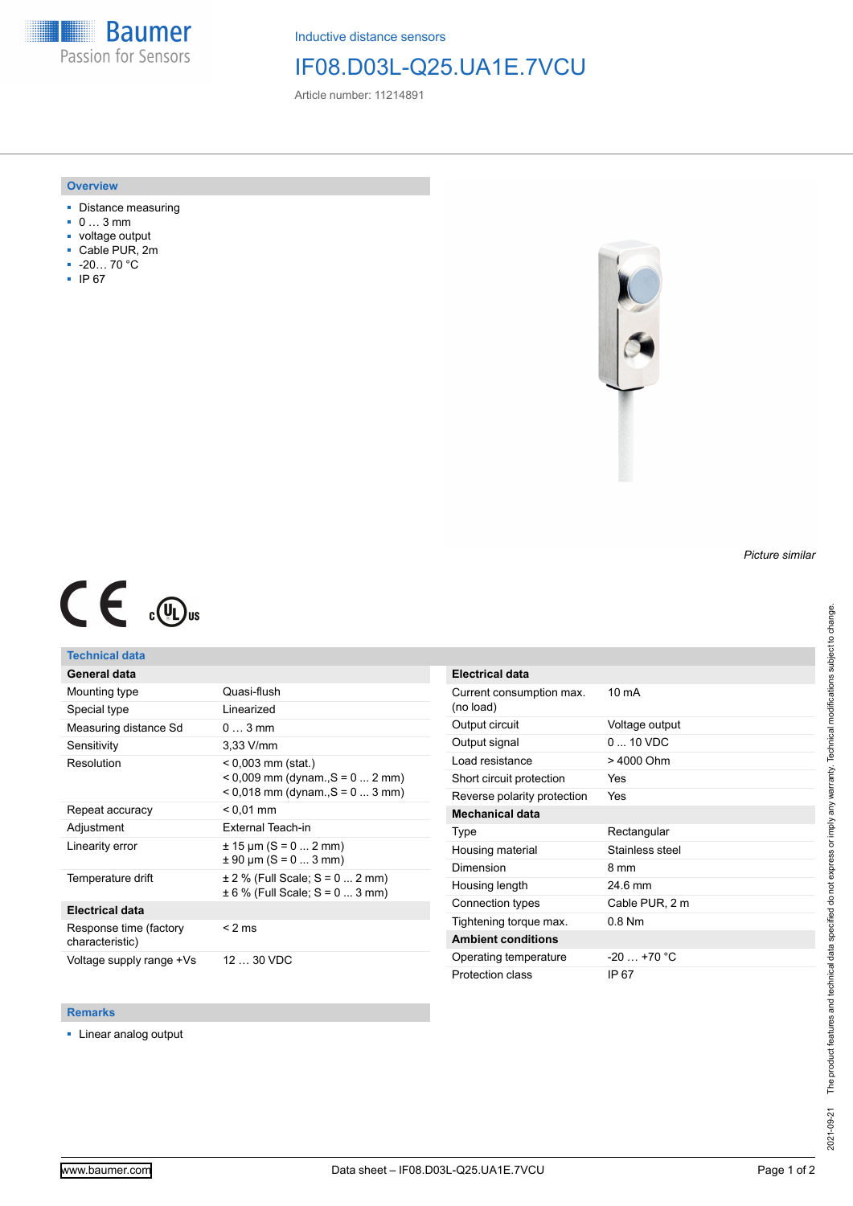Baumer
Passion for Sensors

Inductive distance sensors

# IF08.D03L-Q25.UA1E.7VCU

Article number: 11214891

## Overview

- Distance measuring
- 0 … 3 mm
- voltage output
- Cable PUR, 2m
- -20… 70 °C
- IP 67

*Picture similar*

## Technical data

| General data | |
|---|---|
| Mounting type | Quasi-flush |
| Special type | Linearized |
| Measuring distance Sd | 0 … 3 mm |
| Sensitivity | 3,33 V/mm |
| Resolution | < 0,003 mm (stat.)<br>< 0,009 mm (dynam.,S = 0 ... 2 mm)<br>< 0,018 mm (dynam.,S = 0 ... 3 mm) |
| Repeat accuracy | < 0,01 mm |
| Adjustment | External Teach-in |
| Linearity error | ± 15 µm (S = 0 ... 2 mm)<br>± 90 µm (S = 0 ... 3 mm) |
| Temperature drift | ± 2 % (Full Scale; S = 0 ... 2 mm)<br>± 6 % (Full Scale; S = 0 ... 3 mm) |
| **Electrical data** | |
| Response time (factory characteristic) | < 2 ms |
| Voltage supply range +Vs | 12 … 30 VDC |

| Electrical data | |
|---|---|
| Current consumption max. (no load) | 10 mA |
| Output circuit | Voltage output |
| Output signal | 0 ... 10 VDC |
| Load resistance | > 4000 Ohm |
| Short circuit protection | Yes |
| Reverse polarity protection | Yes |
| **Mechanical data** | |
| Type | Rectangular |
| Housing material | Stainless steel |
| Dimension | 8 mm |
| Housing length | 24.6 mm |
| Connection types | Cable PUR, 2 m |
| Tightening torque max. | 0.8 Nm |
| **Ambient conditions** | |
| Operating temperature | -20 … +70 °C |
| Protection class | IP 67 |

## Remarks

- Linear analog output

2021-09-21 The product features and technical data specified do not express or imply any warranty. Technical modifications subject to change.

www.baumer.com — Data sheet – IF08.D03L-Q25.UA1E.7VCU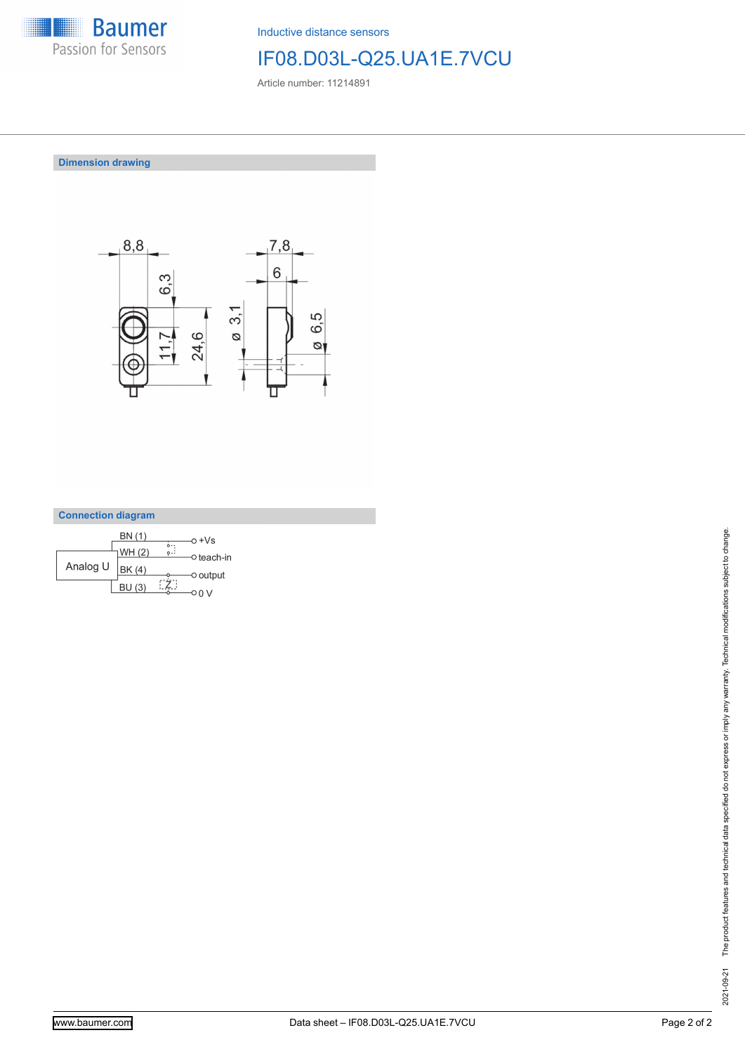## Dimension drawing

8,8
6,3
11,7
24,6
7,8
6
ø 3,1
ø 6,5

## Connection diagram

Analog U
BN (1) +Vs
WH (2) teach-in
BK (4) output
BU (3) 0 V
Z

2021-09-21 The product features and technical data specified do not express or imply any warranty. Technical modifications subject to change.